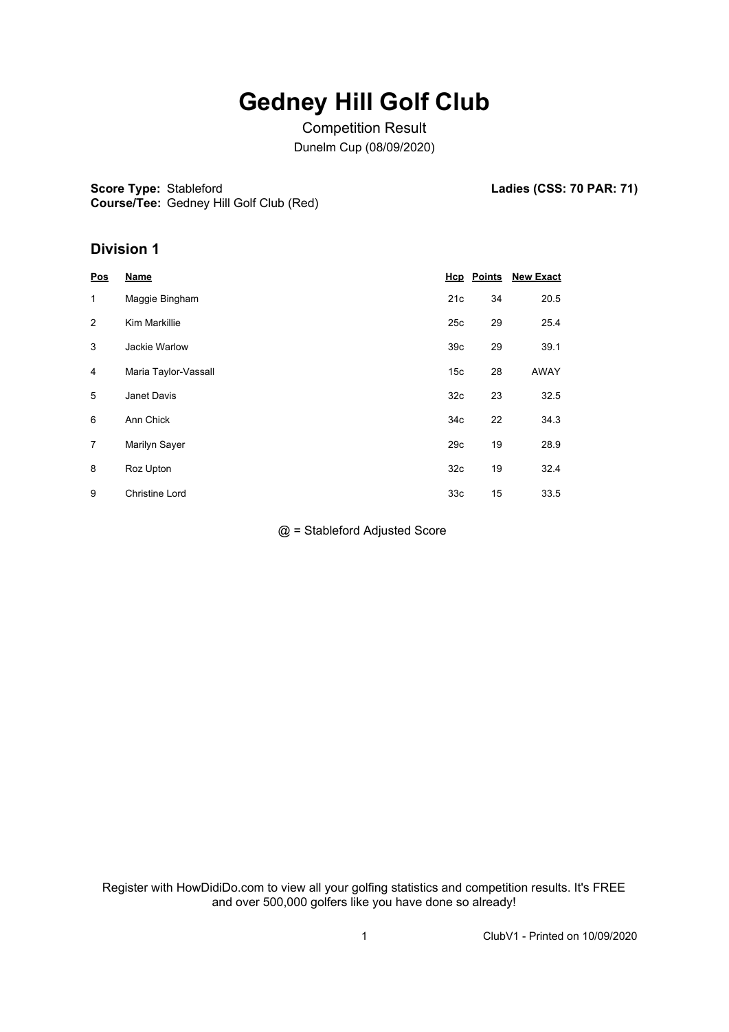# Gedney Hill Golf Club

Competition Result

Dunelm Cup (08/09/2020)

**Score Type:** Stableford
**Course/Tee:** Gedney Hill Golf Club (Red)

**Ladies (CSS: 70 PAR: 71)**

## Division 1

| Pos | Name | Hcp | Points | New Exact |
|---|---|---|---|---|
| 1 | Maggie Bingham | 21c | 34 | 20.5 |
| 2 | Kim Markillie | 25c | 29 | 25.4 |
| 3 | Jackie Warlow | 39c | 29 | 39.1 |
| 4 | Maria Taylor-Vassall | 15c | 28 | AWAY |
| 5 | Janet Davis | 32c | 23 | 32.5 |
| 6 | Ann Chick | 34c | 22 | 34.3 |
| 7 | Marilyn Sayer | 29c | 19 | 28.9 |
| 8 | Roz Upton | 32c | 19 | 32.4 |
| 9 | Christine Lord | 33c | 15 | 33.5 |

@ = Stableford Adjusted Score

Register with HowDidiDo.com to view all your golfing statistics and competition results. It's FREE and over 500,000 golfers like you have done so already!

ClubV1 - Printed on 10/09/2020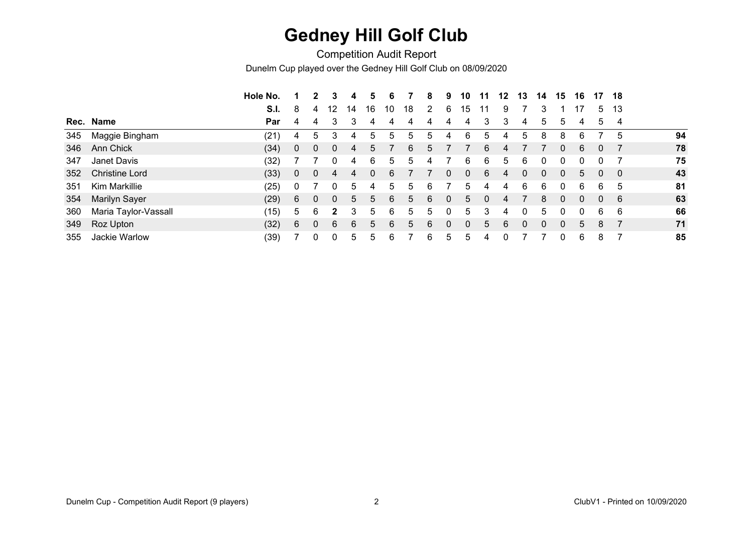# Gedney Hill Golf Club

Competition Audit Report

Dunelm Cup played over the Gedney Hill Golf Club on 08/09/2020

| Rec. | Name | Hole No. | 1 | 2 | 3 | 4 | 5 | 6 | 7 | 8 | 9 | 10 | 11 | 12 | 13 | 14 | 15 | 16 | 17 | 18 | |
|---|---|---|---|---|---|---|---|---|---|---|---|---|---|---|---|---|---|---|---|---|---|
| | | S.I. | 8 | 4 | 12 | 14 | 16 | 10 | 18 | 2 | 6 | 15 | 11 | 9 | 7 | 3 | 1 | 17 | 5 | 13 | |
| | | Par | 4 | 4 | 3 | 3 | 4 | 4 | 4 | 4 | 4 | 4 | 3 | 3 | 4 | 5 | 5 | 4 | 5 | 4 | |
| 345 | Maggie Bingham | (21) | 4 | 5 | 3 | 4 | 5 | 5 | 5 | 5 | 4 | 6 | 5 | 4 | 5 | 8 | 8 | 6 | 7 | 5 | **94** |
| 346 | Ann Chick | (34) | 0 | 0 | 0 | 4 | 5 | 7 | 6 | 5 | 7 | 7 | 6 | 4 | 7 | 7 | 0 | 6 | 0 | 7 | **78** |
| 347 | Janet Davis | (32) | 7 | 7 | 0 | 4 | 6 | 5 | 5 | 4 | 7 | 6 | 6 | 5 | 6 | 0 | 0 | 0 | 0 | 7 | **75** |
| 352 | Christine Lord | (33) | 0 | 0 | 4 | 4 | 0 | 6 | 7 | 7 | 0 | 0 | 6 | 4 | 0 | 0 | 0 | 5 | 0 | 0 | **43** |
| 351 | Kim Markillie | (25) | 0 | 7 | 0 | 5 | 4 | 5 | 5 | 6 | 7 | 5 | 4 | 4 | 6 | 6 | 0 | 6 | 6 | 5 | **81** |
| 354 | Marilyn Sayer | (29) | 6 | 0 | 0 | 5 | 5 | 6 | 5 | 6 | 0 | 5 | 0 | 4 | 7 | 8 | 0 | 0 | 0 | 6 | **63** |
| 360 | Maria Taylor-Vassall | (15) | 5 | 6 | **2** | 3 | 5 | 6 | 5 | 5 | 0 | 5 | 3 | 4 | 0 | 5 | 0 | 0 | 6 | 6 | **66** |
| 349 | Roz Upton | (32) | 6 | 0 | 6 | 6 | 5 | 6 | 5 | 6 | 0 | 0 | 5 | 6 | 0 | 0 | 0 | 5 | 8 | 7 | **71** |
| 355 | Jackie Warlow | (39) | 7 | 0 | 0 | 5 | 5 | 6 | 7 | 6 | 5 | 5 | 4 | 0 | 7 | 7 | 0 | 6 | 8 | 7 | **85** |

Dunelm Cup - Competition Audit Report (9 players)

ClubV1 - Printed on 10/09/2020